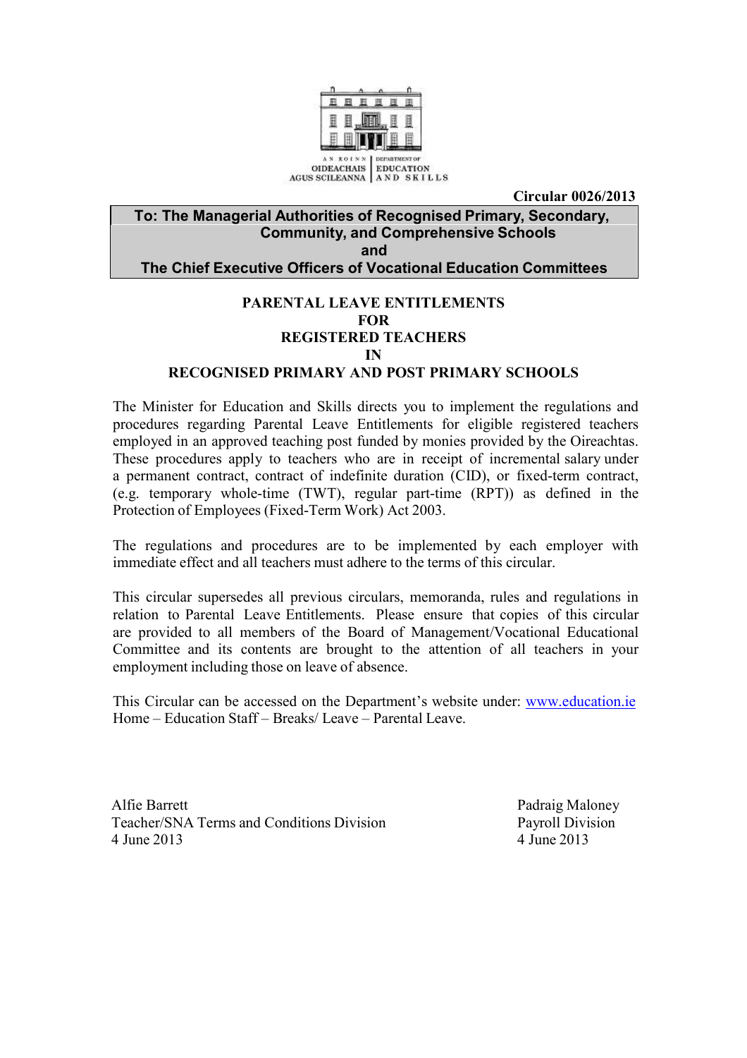AN ROINN OIDEACHAIS AGUS SCILEANNA | DEPARTMENT OF EDUCATION AND SKILLS

**Circular 0026/2013**

**To: The Managerial Authorities of Recognised Primary, Secondary, Community, and Comprehensive Schools**
**and**
**The Chief Executive Officers of Vocational Education Committees**

# PARENTAL LEAVE ENTITLEMENTS FOR REGISTERED TEACHERS IN RECOGNISED PRIMARY AND POST PRIMARY SCHOOLS

The Minister for Education and Skills directs you to implement the regulations and procedures regarding Parental Leave Entitlements for eligible registered teachers employed in an approved teaching post funded by monies provided by the Oireachtas. These procedures apply to teachers who are in receipt of incremental salary under a permanent contract, contract of indefinite duration (CID), or fixed-term contract, (e.g. temporary whole-time (TWT), regular part-time (RPT)) as defined in the Protection of Employees (Fixed-Term Work) Act 2003.

The regulations and procedures are to be implemented by each employer with immediate effect and all teachers must adhere to the terms of this circular.

This circular supersedes all previous circulars, memoranda, rules and regulations in relation to Parental Leave Entitlements. Please ensure that copies of this circular are provided to all members of the Board of Management/Vocational Educational Committee and its contents are brought to the attention of all teachers in your employment including those on leave of absence.

This Circular can be accessed on the Department's website under: www.education.ie Home – Education Staff – Breaks/ Leave – Parental Leave.

Alfie Barrett
Teacher/SNA Terms and Conditions Division
4 June 2013

Padraig Maloney
Payroll Division
4 June 2013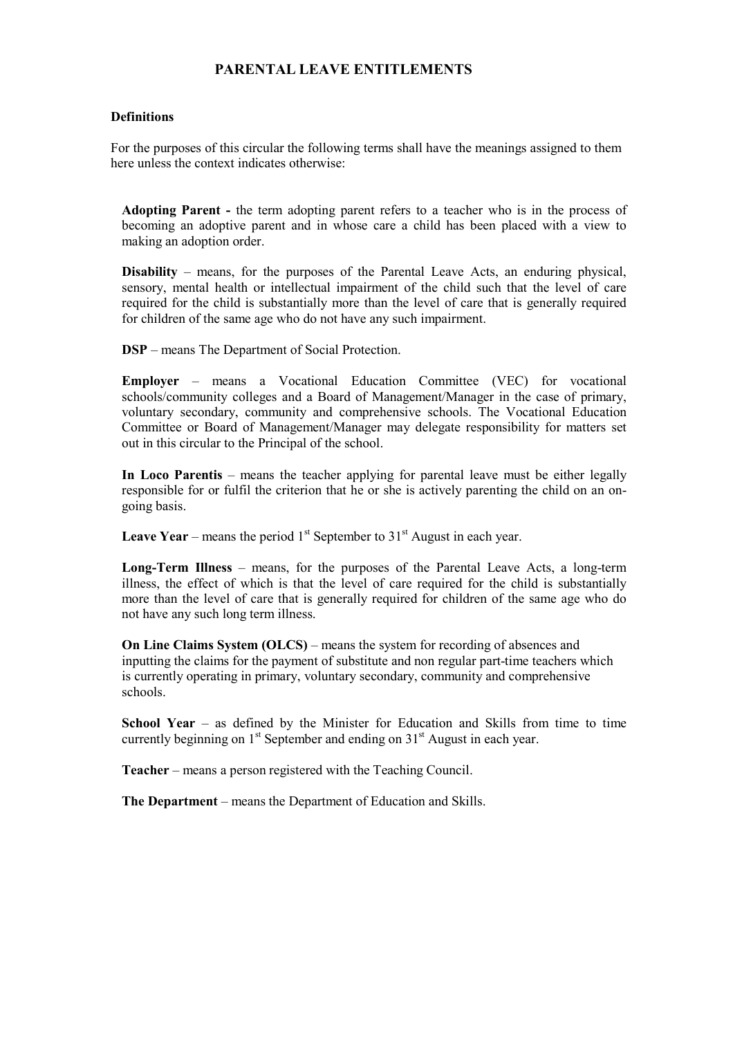## PARENTAL LEAVE ENTITLEMENTS

### Definitions

For the purposes of this circular the following terms shall have the meanings assigned to them here unless the context indicates otherwise:

**Adopting Parent -** the term adopting parent refers to a teacher who is in the process of becoming an adoptive parent and in whose care a child has been placed with a view to making an adoption order.

**Disability** – means, for the purposes of the Parental Leave Acts, an enduring physical, sensory, mental health or intellectual impairment of the child such that the level of care required for the child is substantially more than the level of care that is generally required for children of the same age who do not have any such impairment.

**DSP** – means The Department of Social Protection.

**Employer** – means a Vocational Education Committee (VEC) for vocational schools/community colleges and a Board of Management/Manager in the case of primary, voluntary secondary, community and comprehensive schools. The Vocational Education Committee or Board of Management/Manager may delegate responsibility for matters set out in this circular to the Principal of the school.

**In Loco Parentis** – means the teacher applying for parental leave must be either legally responsible for or fulfil the criterion that he or she is actively parenting the child on an on-going basis.

**Leave Year** – means the period 1st September to 31st August in each year.

**Long-Term Illness** – means, for the purposes of the Parental Leave Acts, a long-term illness, the effect of which is that the level of care required for the child is substantially more than the level of care that is generally required for children of the same age who do not have any such long term illness.

**On Line Claims System (OLCS)** – means the system for recording of absences and inputting the claims for the payment of substitute and non regular part-time teachers which is currently operating in primary, voluntary secondary, community and comprehensive schools.

**School Year** – as defined by the Minister for Education and Skills from time to time currently beginning on 1st September and ending on 31st August in each year.

**Teacher** – means a person registered with the Teaching Council.

**The Department** – means the Department of Education and Skills.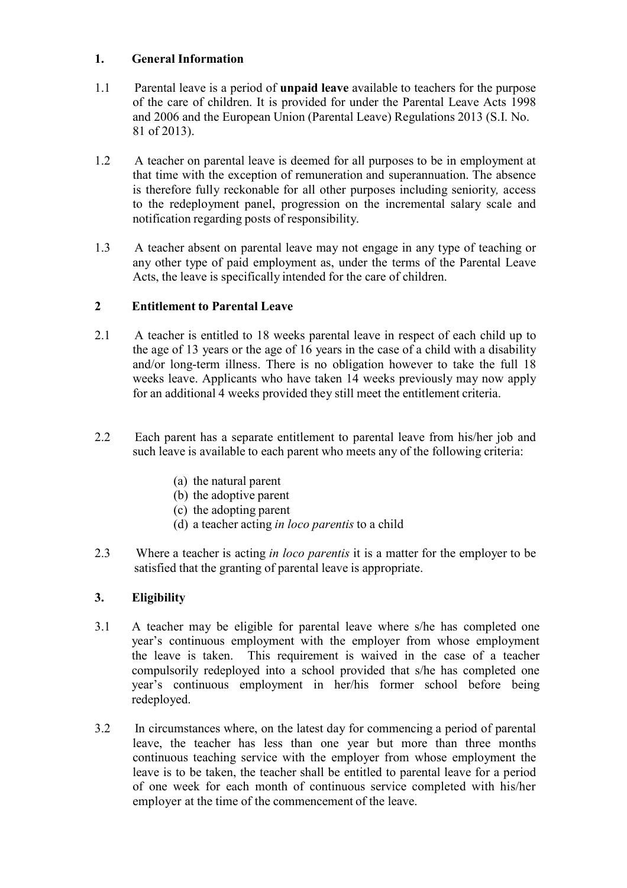## 1. General Information

1.1 Parental leave is a period of **unpaid leave** available to teachers for the purpose of the care of children. It is provided for under the Parental Leave Acts 1998 and 2006 and the European Union (Parental Leave) Regulations 2013 (S.I. No. 81 of 2013).

1.2 A teacher on parental leave is deemed for all purposes to be in employment at that time with the exception of remuneration and superannuation. The absence is therefore fully reckonable for all other purposes including seniority, access to the redeployment panel, progression on the incremental salary scale and notification regarding posts of responsibility.

1.3 A teacher absent on parental leave may not engage in any type of teaching or any other type of paid employment as, under the terms of the Parental Leave Acts, the leave is specifically intended for the care of children.

## 2 Entitlement to Parental Leave

2.1 A teacher is entitled to 18 weeks parental leave in respect of each child up to the age of 13 years or the age of 16 years in the case of a child with a disability and/or long-term illness. There is no obligation however to take the full 18 weeks leave. Applicants who have taken 14 weeks previously may now apply for an additional 4 weeks provided they still meet the entitlement criteria.

2.2 Each parent has a separate entitlement to parental leave from his/her job and such leave is available to each parent who meets any of the following criteria:

(a) the natural parent
(b) the adoptive parent
(c) the adopting parent
(d) a teacher acting *in loco parentis* to a child

2.3 Where a teacher is acting *in loco parentis* it is a matter for the employer to be satisfied that the granting of parental leave is appropriate.

## 3. Eligibility

3.1 A teacher may be eligible for parental leave where s/he has completed one year's continuous employment with the employer from whose employment the leave is taken. This requirement is waived in the case of a teacher compulsorily redeployed into a school provided that s/he has completed one year's continuous employment in her/his former school before being redeployed.

3.2 In circumstances where, on the latest day for commencing a period of parental leave, the teacher has less than one year but more than three months continuous teaching service with the employer from whose employment the leave is to be taken, the teacher shall be entitled to parental leave for a period of one week for each month of continuous service completed with his/her employer at the time of the commencement of the leave.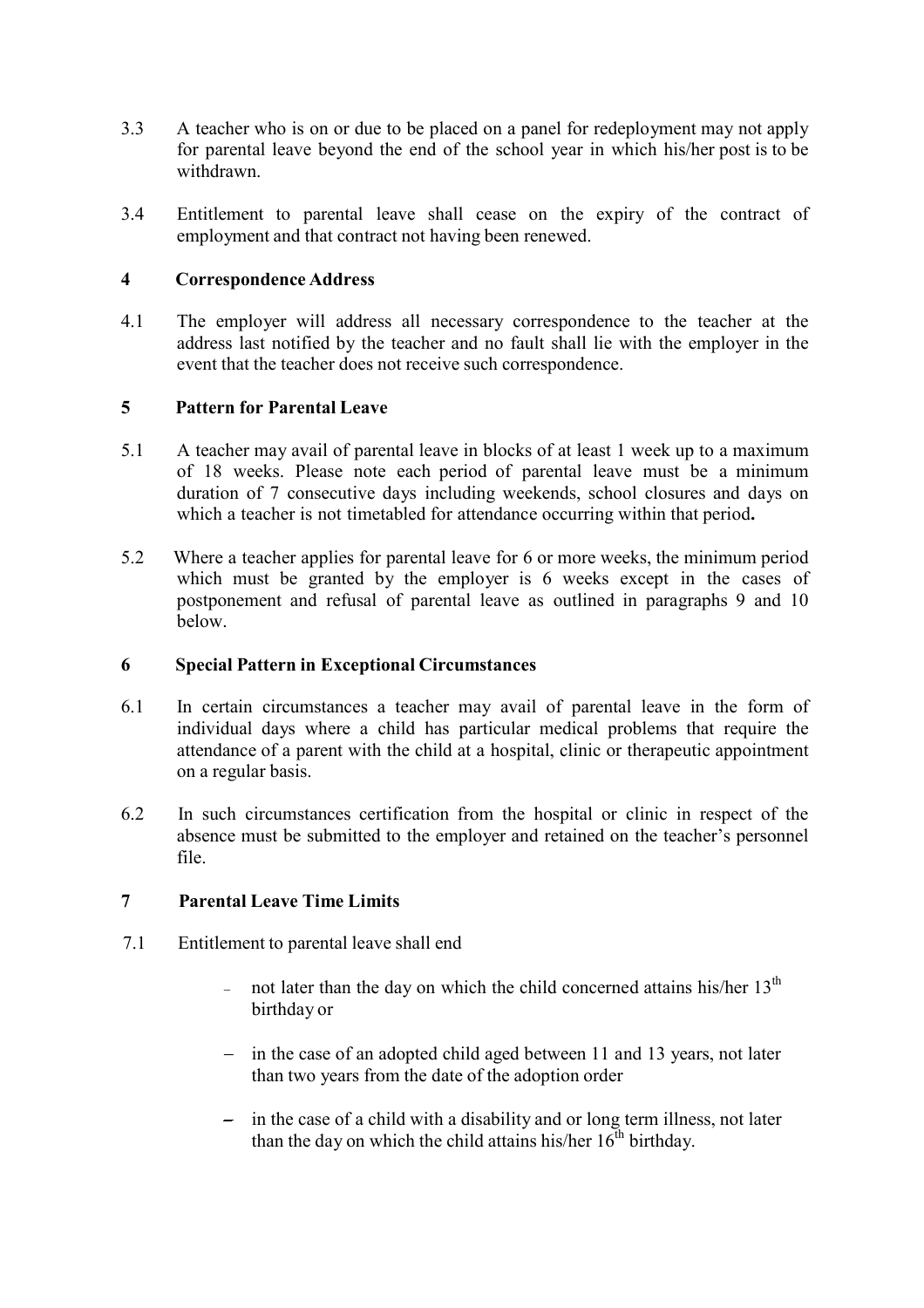3.3 A teacher who is on or due to be placed on a panel for redeployment may not apply for parental leave beyond the end of the school year in which his/her post is to be withdrawn.

3.4 Entitlement to parental leave shall cease on the expiry of the contract of employment and that contract not having been renewed.

## 4 Correspondence Address

4.1 The employer will address all necessary correspondence to the teacher at the address last notified by the teacher and no fault shall lie with the employer in the event that the teacher does not receive such correspondence.

## 5 Pattern for Parental Leave

5.1 A teacher may avail of parental leave in blocks of at least 1 week up to a maximum of 18 weeks. Please note each period of parental leave must be a minimum duration of 7 consecutive days including weekends, school closures and days on which a teacher is not timetabled for attendance occurring within that period**.**

5.2 Where a teacher applies for parental leave for 6 or more weeks, the minimum period which must be granted by the employer is 6 weeks except in the cases of postponement and refusal of parental leave as outlined in paragraphs 9 and 10 below.

## 6 Special Pattern in Exceptional Circumstances

6.1 In certain circumstances a teacher may avail of parental leave in the form of individual days where a child has particular medical problems that require the attendance of a parent with the child at a hospital, clinic or therapeutic appointment on a regular basis.

6.2 In such circumstances certification from the hospital or clinic in respect of the absence must be submitted to the employer and retained on the teacher's personnel file.

## 7 Parental Leave Time Limits

7.1 Entitlement to parental leave shall end

- not later than the day on which the child concerned attains his/her 13th birthday or
- in the case of an adopted child aged between 11 and 13 years, not later than two years from the date of the adoption order
- in the case of a child with a disability and or long term illness, not later than the day on which the child attains his/her 16th birthday.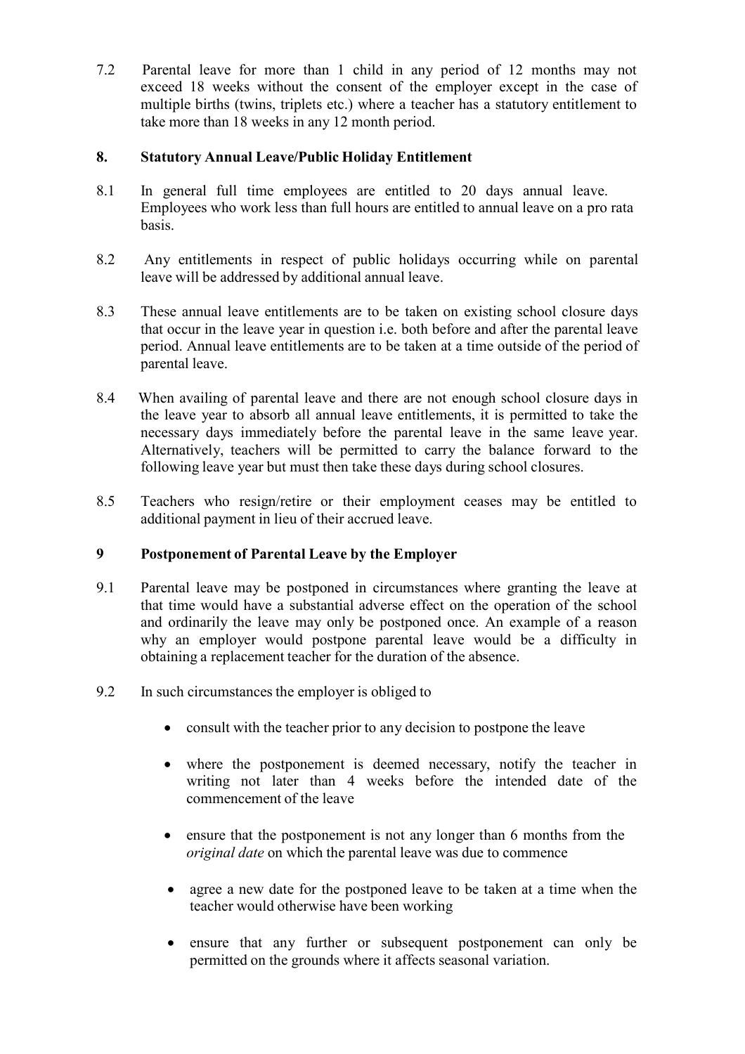7.2 Parental leave for more than 1 child in any period of 12 months may not exceed 18 weeks without the consent of the employer except in the case of multiple births (twins, triplets etc.) where a teacher has a statutory entitlement to take more than 18 weeks in any 12 month period.

## 8. Statutory Annual Leave/Public Holiday Entitlement

8.1 In general full time employees are entitled to 20 days annual leave. Employees who work less than full hours are entitled to annual leave on a pro rata basis.

8.2 Any entitlements in respect of public holidays occurring while on parental leave will be addressed by additional annual leave.

8.3 These annual leave entitlements are to be taken on existing school closure days that occur in the leave year in question i.e. both before and after the parental leave period. Annual leave entitlements are to be taken at a time outside of the period of parental leave.

8.4 When availing of parental leave and there are not enough school closure days in the leave year to absorb all annual leave entitlements, it is permitted to take the necessary days immediately before the parental leave in the same leave year. Alternatively, teachers will be permitted to carry the balance forward to the following leave year but must then take these days during school closures.

8.5 Teachers who resign/retire or their employment ceases may be entitled to additional payment in lieu of their accrued leave.

## 9 Postponement of Parental Leave by the Employer

9.1 Parental leave may be postponed in circumstances where granting the leave at that time would have a substantial adverse effect on the operation of the school and ordinarily the leave may only be postponed once. An example of a reason why an employer would postpone parental leave would be a difficulty in obtaining a replacement teacher for the duration of the absence.

9.2 In such circumstances the employer is obliged to

- consult with the teacher prior to any decision to postpone the leave
- where the postponement is deemed necessary, notify the teacher in writing not later than 4 weeks before the intended date of the commencement of the leave
- ensure that the postponement is not any longer than 6 months from the *original date* on which the parental leave was due to commence
- agree a new date for the postponed leave to be taken at a time when the teacher would otherwise have been working
- ensure that any further or subsequent postponement can only be permitted on the grounds where it affects seasonal variation.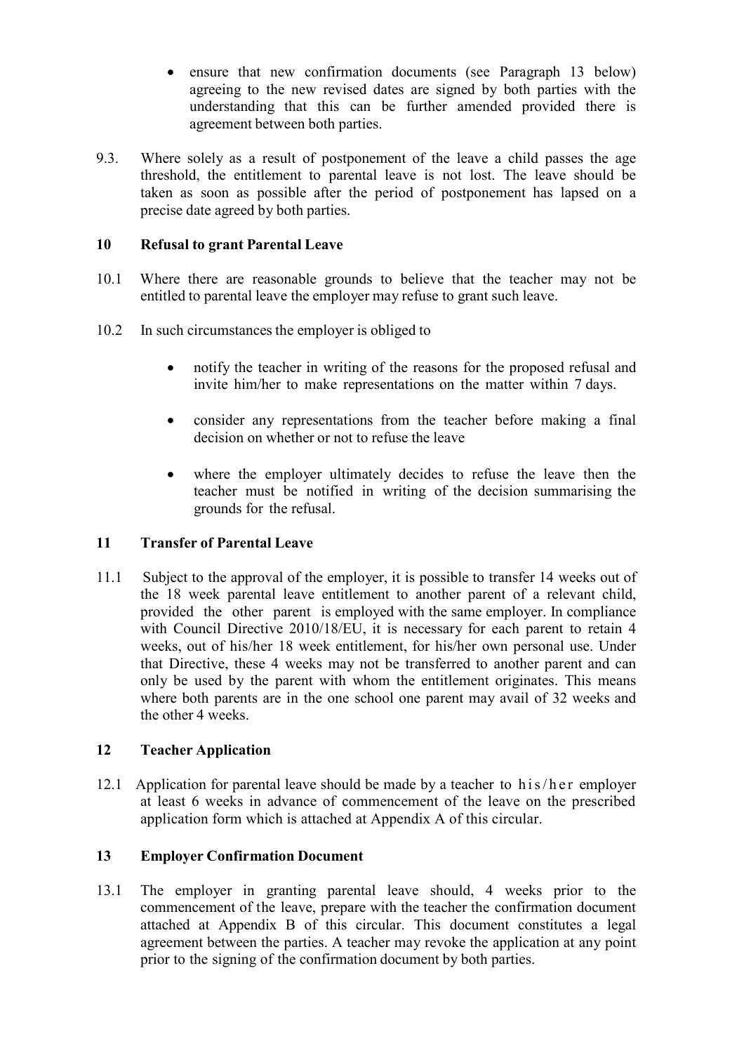- ensure that new confirmation documents (see Paragraph 13 below) agreeing to the new revised dates are signed by both parties with the understanding that this can be further amended provided there is agreement between both parties.

9.3. Where solely as a result of postponement of the leave a child passes the age threshold, the entitlement to parental leave is not lost. The leave should be taken as soon as possible after the period of postponement has lapsed on a precise date agreed by both parties.

## 10 Refusal to grant Parental Leave

10.1 Where there are reasonable grounds to believe that the teacher may not be entitled to parental leave the employer may refuse to grant such leave.

10.2 In such circumstances the employer is obliged to

- notify the teacher in writing of the reasons for the proposed refusal and invite him/her to make representations on the matter within 7 days.
- consider any representations from the teacher before making a final decision on whether or not to refuse the leave
- where the employer ultimately decides to refuse the leave then the teacher must be notified in writing of the decision summarising the grounds for the refusal.

## 11 Transfer of Parental Leave

11.1 Subject to the approval of the employer, it is possible to transfer 14 weeks out of the 18 week parental leave entitlement to another parent of a relevant child, provided the other parent is employed with the same employer. In compliance with Council Directive 2010/18/EU, it is necessary for each parent to retain 4 weeks, out of his/her 18 week entitlement, for his/her own personal use. Under that Directive, these 4 weeks may not be transferred to another parent and can only be used by the parent with whom the entitlement originates. This means where both parents are in the one school one parent may avail of 32 weeks and the other 4 weeks.

## 12 Teacher Application

12.1 Application for parental leave should be made by a teacher to his/her employer at least 6 weeks in advance of commencement of the leave on the prescribed application form which is attached at Appendix A of this circular.

## 13 Employer Confirmation Document

13.1 The employer in granting parental leave should, 4 weeks prior to the commencement of the leave, prepare with the teacher the confirmation document attached at Appendix B of this circular. This document constitutes a legal agreement between the parties. A teacher may revoke the application at any point prior to the signing of the confirmation document by both parties.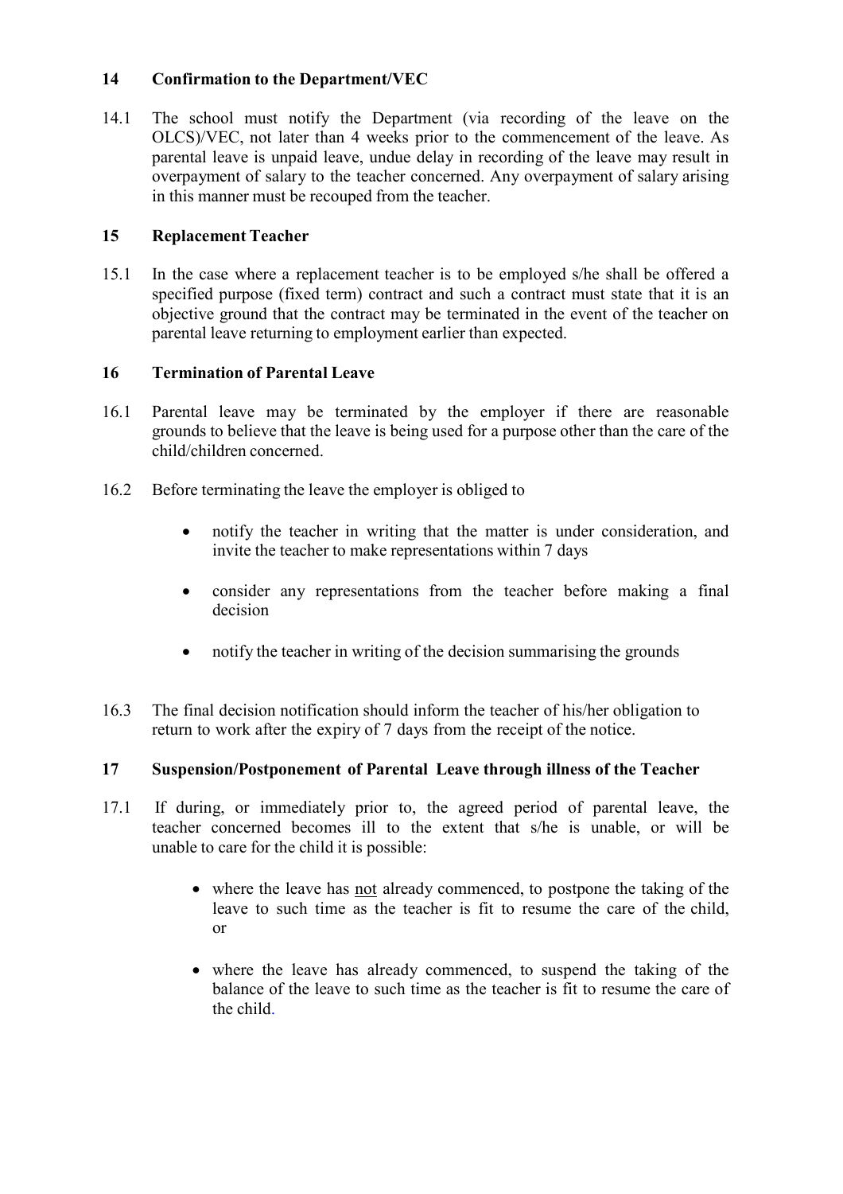## 14 Confirmation to the Department/VEC

14.1 The school must notify the Department (via recording of the leave on the OLCS)/VEC, not later than 4 weeks prior to the commencement of the leave. As parental leave is unpaid leave, undue delay in recording of the leave may result in overpayment of salary to the teacher concerned. Any overpayment of salary arising in this manner must be recouped from the teacher.

## 15 Replacement Teacher

15.1 In the case where a replacement teacher is to be employed s/he shall be offered a specified purpose (fixed term) contract and such a contract must state that it is an objective ground that the contract may be terminated in the event of the teacher on parental leave returning to employment earlier than expected.

## 16 Termination of Parental Leave

16.1 Parental leave may be terminated by the employer if there are reasonable grounds to believe that the leave is being used for a purpose other than the care of the child/children concerned.

16.2 Before terminating the leave the employer is obliged to

- notify the teacher in writing that the matter is under consideration, and invite the teacher to make representations within 7 days
- consider any representations from the teacher before making a final decision
- notify the teacher in writing of the decision summarising the grounds

16.3 The final decision notification should inform the teacher of his/her obligation to return to work after the expiry of 7 days from the receipt of the notice.

## 17 Suspension/Postponement of Parental Leave through illness of the Teacher

17.1 If during, or immediately prior to, the agreed period of parental leave, the teacher concerned becomes ill to the extent that s/he is unable, or will be unable to care for the child it is possible:

- where the leave has <u>not</u> already commenced, to postpone the taking of the leave to such time as the teacher is fit to resume the care of the child, or
- where the leave has already commenced, to suspend the taking of the balance of the leave to such time as the teacher is fit to resume the care of the child.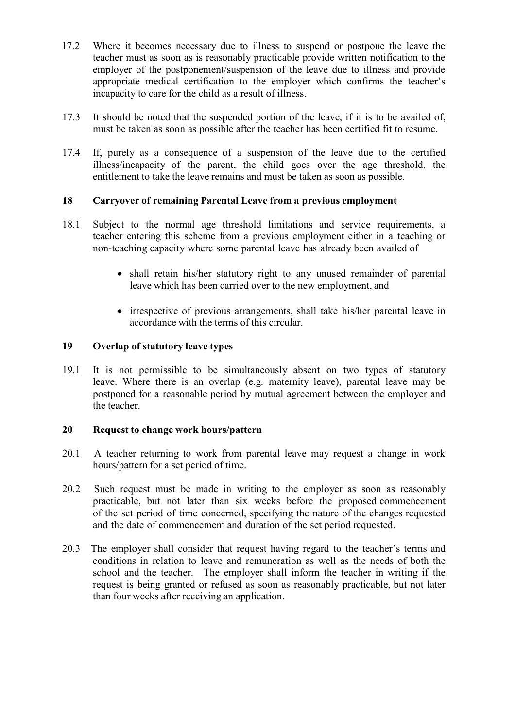17.2 Where it becomes necessary due to illness to suspend or postpone the leave the teacher must as soon as is reasonably practicable provide written notification to the employer of the postponement/suspension of the leave due to illness and provide appropriate medical certification to the employer which confirms the teacher's incapacity to care for the child as a result of illness.

17.3 It should be noted that the suspended portion of the leave, if it is to be availed of, must be taken as soon as possible after the teacher has been certified fit to resume.

17.4 If, purely as a consequence of a suspension of the leave due to the certified illness/incapacity of the parent, the child goes over the age threshold, the entitlement to take the leave remains and must be taken as soon as possible.

## 18 Carryover of remaining Parental Leave from a previous employment

18.1 Subject to the normal age threshold limitations and service requirements, a teacher entering this scheme from a previous employment either in a teaching or non-teaching capacity where some parental leave has already been availed of

- shall retain his/her statutory right to any unused remainder of parental leave which has been carried over to the new employment, and
- irrespective of previous arrangements, shall take his/her parental leave in accordance with the terms of this circular.

## 19 Overlap of statutory leave types

19.1 It is not permissible to be simultaneously absent on two types of statutory leave. Where there is an overlap (e.g. maternity leave), parental leave may be postponed for a reasonable period by mutual agreement between the employer and the teacher.

## 20 Request to change work hours/pattern

20.1 A teacher returning to work from parental leave may request a change in work hours/pattern for a set period of time.

20.2 Such request must be made in writing to the employer as soon as reasonably practicable, but not later than six weeks before the proposed commencement of the set period of time concerned, specifying the nature of the changes requested and the date of commencement and duration of the set period requested.

20.3 The employer shall consider that request having regard to the teacher's terms and conditions in relation to leave and remuneration as well as the needs of both the school and the teacher. The employer shall inform the teacher in writing if the request is being granted or refused as soon as reasonably practicable, but not later than four weeks after receiving an application.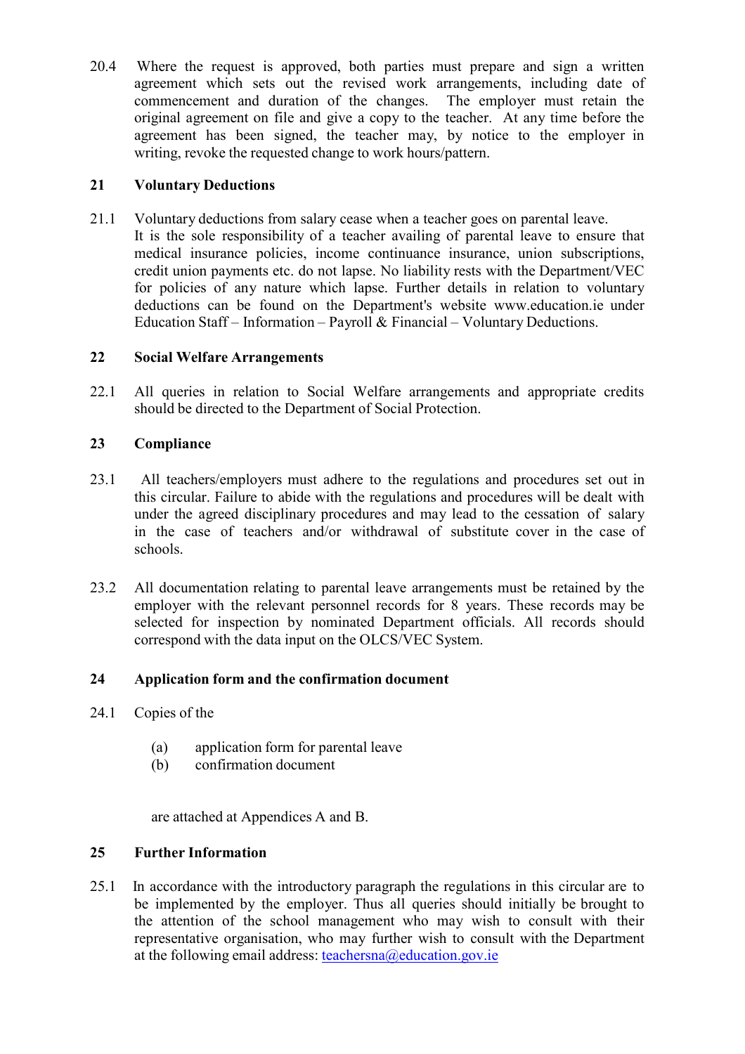20.4 Where the request is approved, both parties must prepare and sign a written agreement which sets out the revised work arrangements, including date of commencement and duration of the changes. The employer must retain the original agreement on file and give a copy to the teacher. At any time before the agreement has been signed, the teacher may, by notice to the employer in writing, revoke the requested change to work hours/pattern.

## 21 Voluntary Deductions

21.1 Voluntary deductions from salary cease when a teacher goes on parental leave. It is the sole responsibility of a teacher availing of parental leave to ensure that medical insurance policies, income continuance insurance, union subscriptions, credit union payments etc. do not lapse. No liability rests with the Department/VEC for policies of any nature which lapse. Further details in relation to voluntary deductions can be found on the Department's website www.education.ie under Education Staff – Information – Payroll & Financial – Voluntary Deductions.

## 22 Social Welfare Arrangements

22.1 All queries in relation to Social Welfare arrangements and appropriate credits should be directed to the Department of Social Protection.

## 23 Compliance

23.1 All teachers/employers must adhere to the regulations and procedures set out in this circular. Failure to abide with the regulations and procedures will be dealt with under the agreed disciplinary procedures and may lead to the cessation of salary in the case of teachers and/or withdrawal of substitute cover in the case of schools.

23.2 All documentation relating to parental leave arrangements must be retained by the employer with the relevant personnel records for 8 years. These records may be selected for inspection by nominated Department officials. All records should correspond with the data input on the OLCS/VEC System.

## 24 Application form and the confirmation document

24.1 Copies of the

(a) application form for parental leave
(b) confirmation document

are attached at Appendices A and B.

## 25 Further Information

25.1 In accordance with the introductory paragraph the regulations in this circular are to be implemented by the employer. Thus all queries should initially be brought to the attention of the school management who may wish to consult with their representative organisation, who may further wish to consult with the Department at the following email address: teachersna@education.gov.ie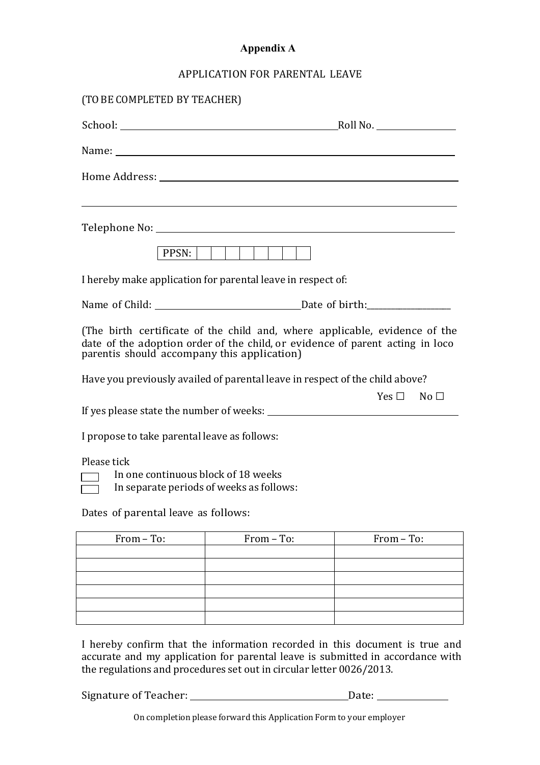**Appendix A**

APPLICATION FOR PARENTAL LEAVE

(TO BE COMPLETED BY TEACHER)

School: ______________________________ Roll No. ____________

Name: ______________________________________________

Home Address: ______________________________________

______________________________________________________

Telephone No: ______________________________________

| PPSN: | | | | | | | | |
|---|---|---|---|---|---|---|---|---|

I hereby make application for parental leave in respect of:

Name of Child: ______________________ Date of birth: ______________

(The birth certificate of the child and, where applicable, evidence of the date of the adoption order of the child, or evidence of parent acting in loco parentis should accompany this application)

Have you previously availed of parental leave in respect of the child above?

Yes ☐ No ☐

If yes please state the number of weeks: ____________________________

I propose to take parental leave as follows:

Please tick

☐ In one continuous block of 18 weeks

☐ In separate periods of weeks as follows:

Dates of parental leave as follows:

| From – To: | From – To: | From – To: |
|---|---|---|
| | | |
| | | |
| | | |
| | | |
| | | |
| | | |

I hereby confirm that the information recorded in this document is true and accurate and my application for parental leave is submitted in accordance with the regulations and procedures set out in circular letter 0026/2013.

Signature of Teacher: ______________________ Date: ____________

On completion please forward this Application Form to your employer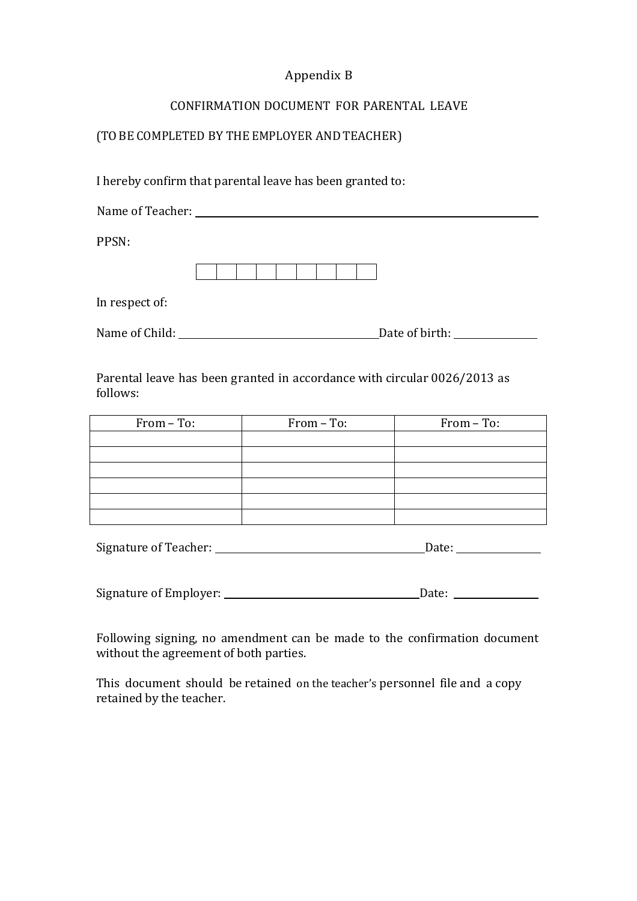Appendix B

CONFIRMATION DOCUMENT FOR PARENTAL LEAVE

(TO BE COMPLETED BY THE EMPLOYER AND TEACHER)

I hereby confirm that parental leave has been granted to:

Name of Teacher: ______________________________

PPSN:

| | | | | | | | | |
|---|---|---|---|---|---|---|---|---|
| | | | | | | | | |

In respect of:

Name of Child: ______________________ Date of birth: __________

Parental leave has been granted in accordance with circular 0026/2013 as follows:

| From – To: | From – To: | From – To: |
|---|---|---|
| | | |
| | | |
| | | |
| | | |
| | | |
| | | |

Signature of Teacher: ______________________ Date: __________

Signature of Employer: ______________________ Date: __________

Following signing, no amendment can be made to the confirmation document without the agreement of both parties.

This document should be retained on the teacher's personnel file and a copy retained by the teacher.